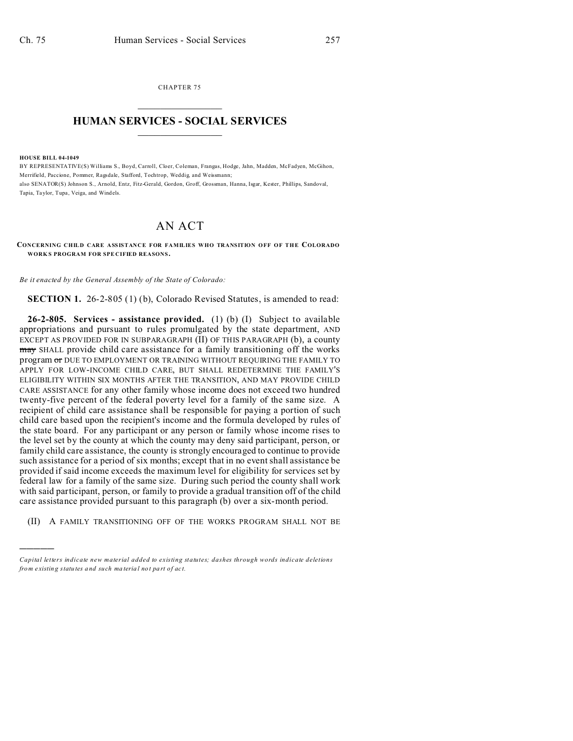CHAPTER 75

# HUMAN SERVICES - SOCIAL SERVICES

**HOUSE BILL 04-1049**

BY REPRESENTATIVE(S) Williams S., Boyd, Carroll, Cloer, Coleman, Frangas, Hodge, Jahn, Madden, McFadyen, McGihon, Merrifield, Paccione, Pommer, Ragsdale, Stafford, Tochtrop, Weddig, and Weissmann;
also SENATOR(S) Johnson S., Arnold, Entz, Fitz-Gerald, Gordon, Groff, Grossman, Hanna, Isgar, Kester, Phillips, Sandoval, Tapia, Taylor, Tupa, Veiga, and Windels.

# AN ACT

**CONCERNING CHILD CARE ASSISTANCE FOR FAMILIES WHO TRANSITION OFF OF THE COLORADO WORKS PROGRAM FOR SPECIFIED REASONS.**

*Be it enacted by the General Assembly of the State of Colorado:*

**SECTION 1.** 26-2-805 (1) (b), Colorado Revised Statutes, is amended to read:

**26-2-805. Services - assistance provided.** (1) (b) (I) Subject to available appropriations and pursuant to rules promulgated by the state department, AND EXCEPT AS PROVIDED FOR IN SUBPARAGRAPH (II) OF THIS PARAGRAPH (b), a county ~~may~~ SHALL provide child care assistance for a family transitioning off the works program ~~or~~ DUE TO EMPLOYMENT OR TRAINING WITHOUT REQUIRING THE FAMILY TO APPLY FOR LOW-INCOME CHILD CARE, BUT SHALL REDETERMINE THE FAMILY'S ELIGIBILITY WITHIN SIX MONTHS AFTER THE TRANSITION, AND MAY PROVIDE CHILD CARE ASSISTANCE for any other family whose income does not exceed two hundred twenty-five percent of the federal poverty level for a family of the same size. A recipient of child care assistance shall be responsible for paying a portion of such child care based upon the recipient's income and the formula developed by rules of the state board. For any participant or any person or family whose income rises to the level set by the county at which the county may deny said participant, person, or family child care assistance, the county is strongly encouraged to continue to provide such assistance for a period of six months; except that in no event shall assistance be provided if said income exceeds the maximum level for eligibility for services set by federal law for a family of the same size. During such period the county shall work with said participant, person, or family to provide a gradual transition off of the child care assistance provided pursuant to this paragraph (b) over a six-month period.

(II) A FAMILY TRANSITIONING OFF OF THE WORKS PROGRAM SHALL NOT BE

---

*Capital letters indicate new material added to existing statutes; dashes through words indicate deletions from existing statutes and such material not part of act.*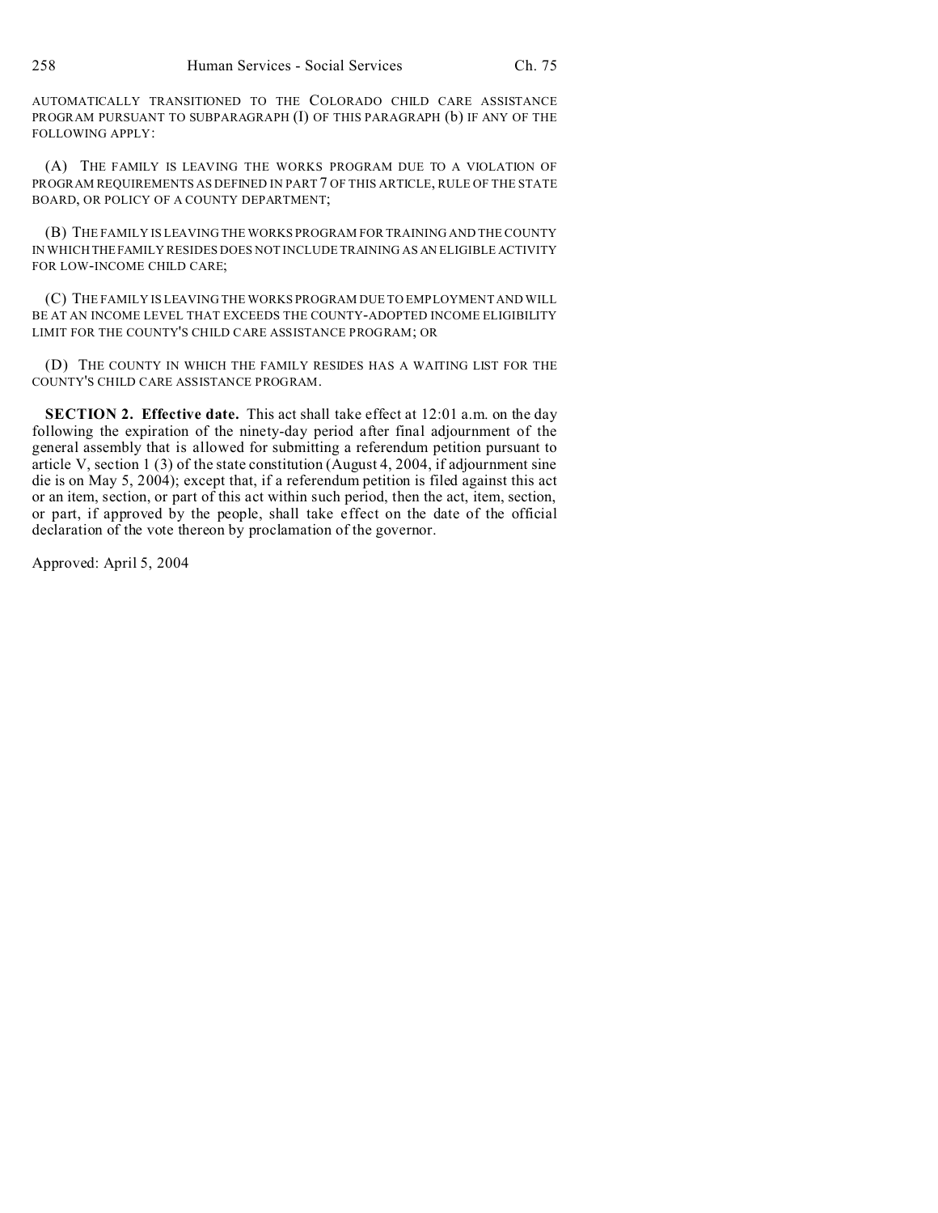AUTOMATICALLY TRANSITIONED TO THE COLORADO CHILD CARE ASSISTANCE PROGRAM PURSUANT TO SUBPARAGRAPH (I) OF THIS PARAGRAPH (b) IF ANY OF THE FOLLOWING APPLY:

(A) THE FAMILY IS LEAVING THE WORKS PROGRAM DUE TO A VIOLATION OF PROGRAM REQUIREMENTS AS DEFINED IN PART 7 OF THIS ARTICLE, RULE OF THE STATE BOARD, OR POLICY OF A COUNTY DEPARTMENT;

(B) THE FAMILY IS LEAVING THE WORKS PROGRAM FOR TRAINING AND THE COUNTY IN WHICH THE FAMILY RESIDES DOES NOT INCLUDE TRAINING AS AN ELIGIBLE ACTIVITY FOR LOW-INCOME CHILD CARE;

(C) THE FAMILY IS LEAVING THE WORKS PROGRAM DUE TO EMPLOYMENT AND WILL BE AT AN INCOME LEVEL THAT EXCEEDS THE COUNTY-ADOPTED INCOME ELIGIBILITY LIMIT FOR THE COUNTY'S CHILD CARE ASSISTANCE PROGRAM; OR

(D) THE COUNTY IN WHICH THE FAMILY RESIDES HAS A WAITING LIST FOR THE COUNTY'S CHILD CARE ASSISTANCE PROGRAM.

**SECTION 2. Effective date.** This act shall take effect at 12:01 a.m. on the day following the expiration of the ninety-day period after final adjournment of the general assembly that is allowed for submitting a referendum petition pursuant to article V, section 1 (3) of the state constitution (August 4, 2004, if adjournment sine die is on May 5, 2004); except that, if a referendum petition is filed against this act or an item, section, or part of this act within such period, then the act, item, section, or part, if approved by the people, shall take effect on the date of the official declaration of the vote thereon by proclamation of the governor.

Approved: April 5, 2004